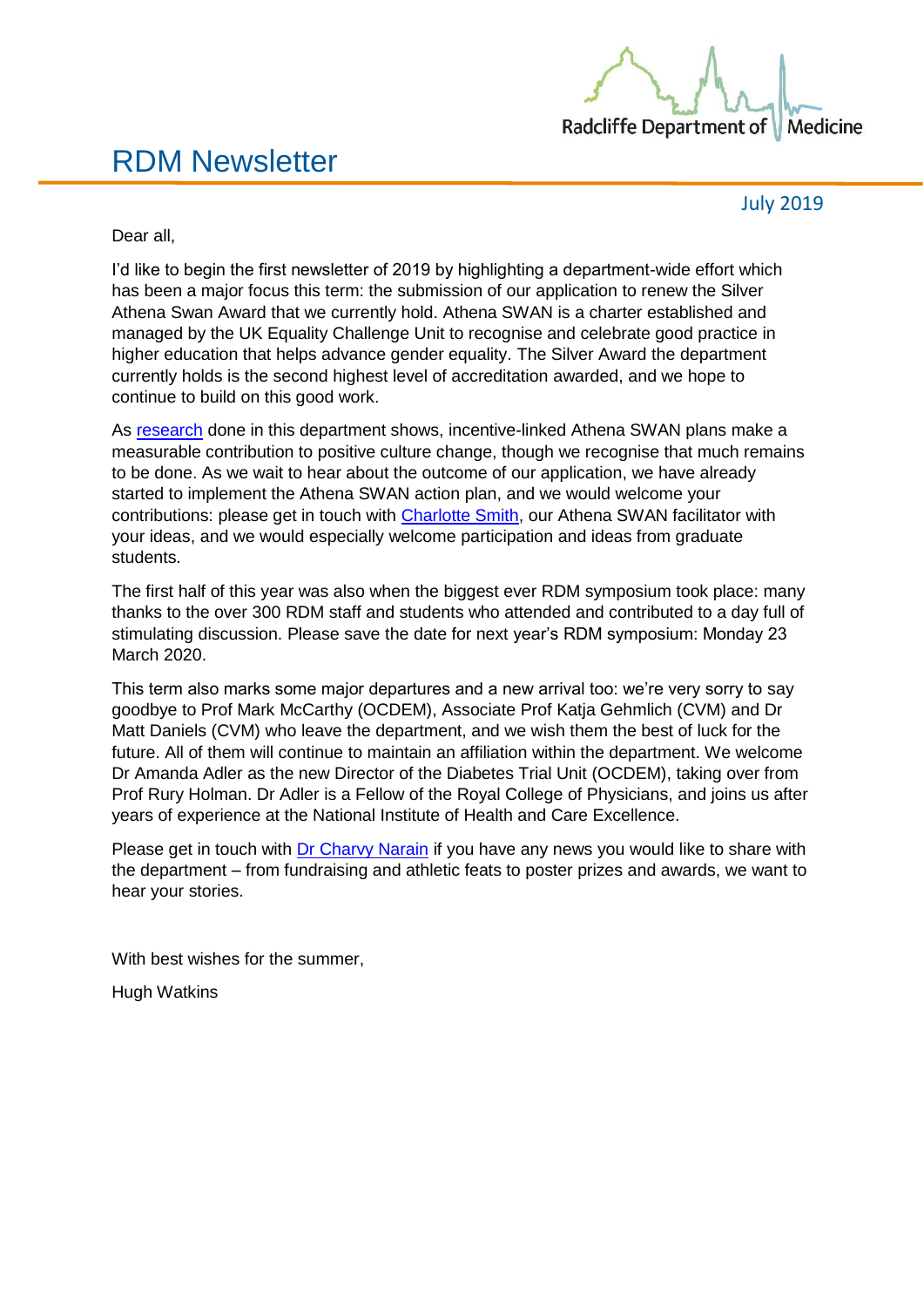# RDM Newsletter

July 2019

Dear all,

I'd like to begin the first newsletter of 2019 by highlighting a department-wide effort which has been a major focus this term: the submission of our application to renew the Silver Athena Swan Award that we currently hold. Athena SWAN is a charter established and managed by the UK Equality Challenge Unit to recognise and celebrate good practice in higher education that helps advance gender equality. The Silver Award the department currently holds is the second highest level of accreditation awarded, and we hope to continue to build on this good work.

As research done in this department shows, incentive-linked Athena SWAN plans make a measurable contribution to positive culture change, though we recognise that much remains to be done. As we wait to hear about the outcome of our application, we have already started to implement the Athena SWAN action plan, and we would welcome your contributions: please get in touch with Charlotte Smith, our Athena SWAN facilitator with your ideas, and we would especially welcome participation and ideas from graduate students.

The first half of this year was also when the biggest ever RDM symposium took place: many thanks to the over 300 RDM staff and students who attended and contributed to a day full of stimulating discussion. Please save the date for next year's RDM symposium: Monday 23 March 2020.

This term also marks some major departures and a new arrival too: we're very sorry to say goodbye to Prof Mark McCarthy (OCDEM), Associate Prof Katja Gehmlich (CVM) and Dr Matt Daniels (CVM) who leave the department, and we wish them the best of luck for the future. All of them will continue to maintain an affiliation within the department. We welcome Dr Amanda Adler as the new Director of the Diabetes Trial Unit (OCDEM), taking over from Prof Rury Holman. Dr Adler is a Fellow of the Royal College of Physicians, and joins us after years of experience at the National Institute of Health and Care Excellence.

Please get in touch with Dr Charvy Narain if you have any news you would like to share with the department – from fundraising and athletic feats to poster prizes and awards, we want to hear your stories.

With best wishes for the summer,

Hugh Watkins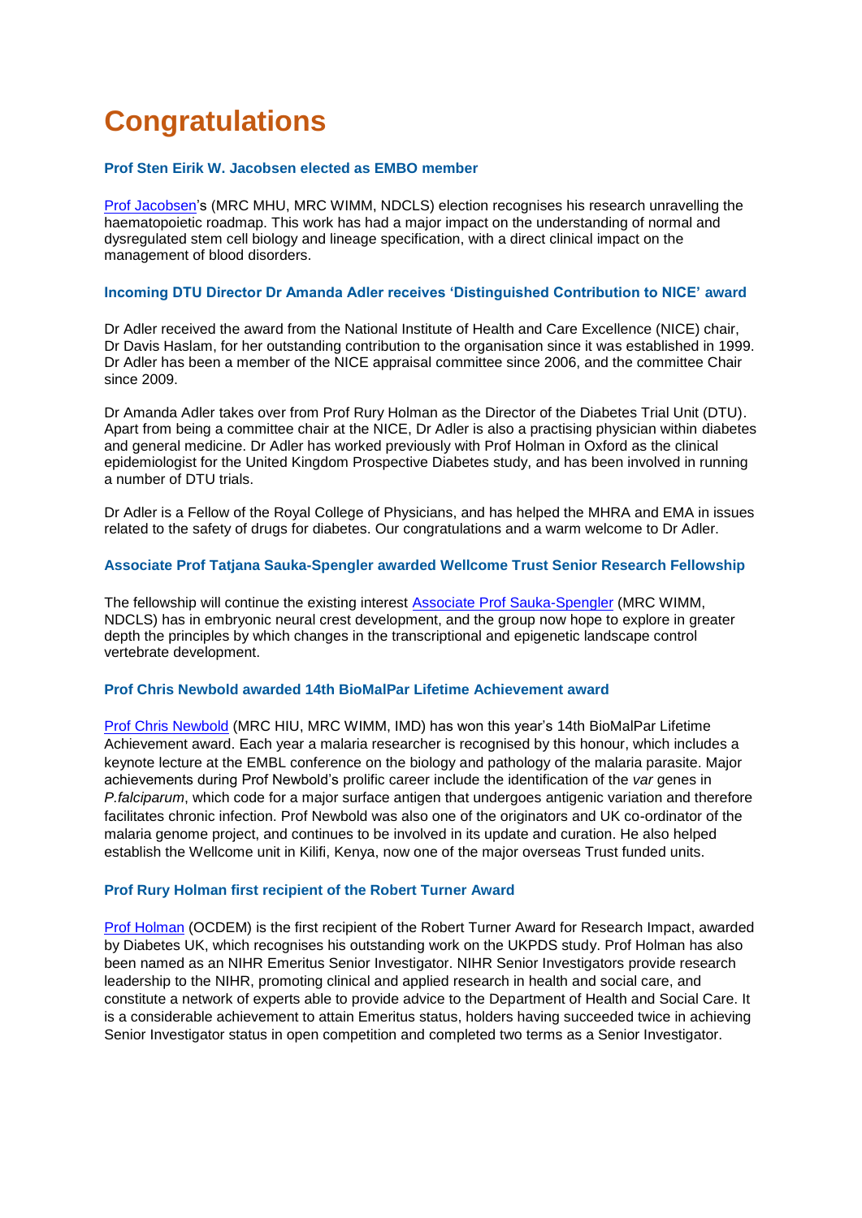# Congratulations

### Prof Sten Eirik W. Jacobsen elected as EMBO member

Prof Jacobsen's (MRC MHU, MRC WIMM, NDCLS) election recognises his research unravelling the haematopoietic roadmap. This work has had a major impact on the understanding of normal and dysregulated stem cell biology and lineage specification, with a direct clinical impact on the management of blood disorders.

### Incoming DTU Director Dr Amanda Adler receives 'Distinguished Contribution to NICE' award

Dr Adler received the award from the National Institute of Health and Care Excellence (NICE) chair, Dr Davis Haslam, for her outstanding contribution to the organisation since it was established in 1999. Dr Adler has been a member of the NICE appraisal committee since 2006, and the committee Chair since 2009.

Dr Amanda Adler takes over from Prof Rury Holman as the Director of the Diabetes Trial Unit (DTU). Apart from being a committee chair at the NICE, Dr Adler is also a practising physician within diabetes and general medicine. Dr Adler has worked previously with Prof Holman in Oxford as the clinical epidemiologist for the United Kingdom Prospective Diabetes study, and has been involved in running a number of DTU trials.

Dr Adler is a Fellow of the Royal College of Physicians, and has helped the MHRA and EMA in issues related to the safety of drugs for diabetes. Our congratulations and a warm welcome to Dr Adler.

### Associate Prof Tatjana Sauka-Spengler awarded Wellcome Trust Senior Research Fellowship

The fellowship will continue the existing interest Associate Prof Sauka-Spengler (MRC WIMM, NDCLS) has in embryonic neural crest development, and the group now hope to explore in greater depth the principles by which changes in the transcriptional and epigenetic landscape control vertebrate development.

### Prof Chris Newbold awarded 14th BioMalPar Lifetime Achievement award

Prof Chris Newbold (MRC HIU, MRC WIMM, IMD) has won this year's 14th BioMalPar Lifetime Achievement award. Each year a malaria researcher is recognised by this honour, which includes a keynote lecture at the EMBL conference on the biology and pathology of the malaria parasite. Major achievements during Prof Newbold's prolific career include the identification of the *var* genes in *P.falciparum*, which code for a major surface antigen that undergoes antigenic variation and therefore facilitates chronic infection. Prof Newbold was also one of the originators and UK co-ordinator of the malaria genome project, and continues to be involved in its update and curation. He also helped establish the Wellcome unit in Kilifi, Kenya, now one of the major overseas Trust funded units.

### Prof Rury Holman first recipient of the Robert Turner Award

Prof Holman (OCDEM) is the first recipient of the Robert Turner Award for Research Impact, awarded by Diabetes UK, which recognises his outstanding work on the UKPDS study. Prof Holman has also been named as an NIHR Emeritus Senior Investigator. NIHR Senior Investigators provide research leadership to the NIHR, promoting clinical and applied research in health and social care, and constitute a network of experts able to provide advice to the Department of Health and Social Care. It is a considerable achievement to attain Emeritus status, holders having succeeded twice in achieving Senior Investigator status in open competition and completed two terms as a Senior Investigator.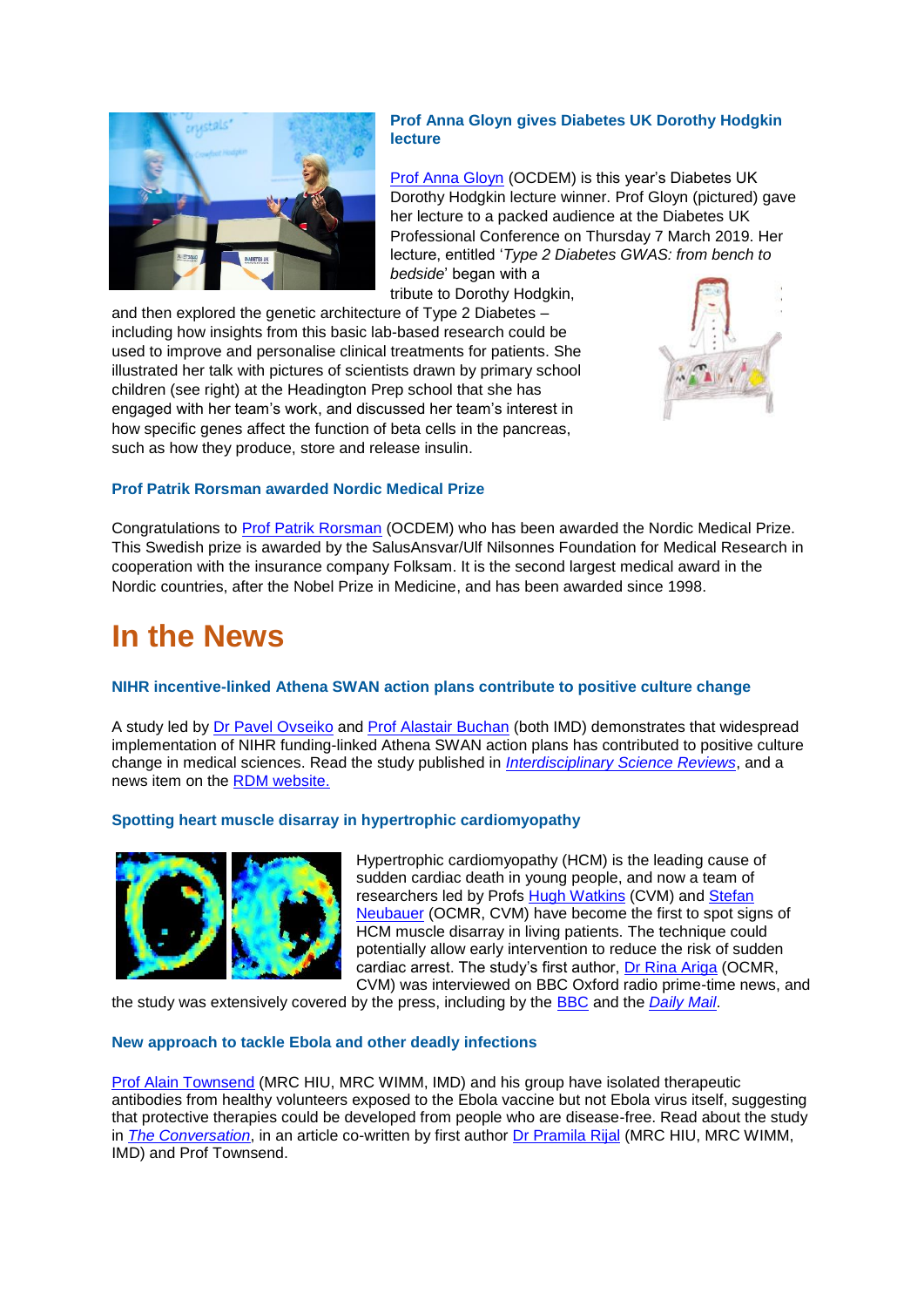### Prof Anna Gloyn gives Diabetes UK Dorothy Hodgkin lecture

Prof Anna Gloyn (OCDEM) is this year's Diabetes UK Dorothy Hodgkin lecture winner. Prof Gloyn (pictured) gave her lecture to a packed audience at the Diabetes UK Professional Conference on Thursday 7 March 2019. Her lecture, entitled '*Type 2 Diabetes GWAS: from bench to bedside*' began with a tribute to Dorothy Hodgkin, and then explored the genetic architecture of Type 2 Diabetes – including how insights from this basic lab-based research could be used to improve and personalise clinical treatments for patients. She illustrated her talk with pictures of scientists drawn by primary school children (see right) at the Headington Prep school that she has engaged with her team's work, and discussed her team's interest in how specific genes affect the function of beta cells in the pancreas, such as how they produce, store and release insulin.

### Prof Patrik Rorsman awarded Nordic Medical Prize

Congratulations to Prof Patrik Rorsman (OCDEM) who has been awarded the Nordic Medical Prize. This Swedish prize is awarded by the SalusAnsvar/Ulf Nilsonnes Foundation for Medical Research in cooperation with the insurance company Folksam. It is the second largest medical award in the Nordic countries, after the Nobel Prize in Medicine, and has been awarded since 1998.

# In the News

### NIHR incentive-linked Athena SWAN action plans contribute to positive culture change

A study led by Dr Pavel Ovseiko and Prof Alastair Buchan (both IMD) demonstrates that widespread implementation of NIHR funding-linked Athena SWAN action plans has contributed to positive culture change in medical sciences. Read the study published in *Interdisciplinary Science Reviews*, and a news item on the RDM website.

### Spotting heart muscle disarray in hypertrophic cardiomyopathy

Hypertrophic cardiomyopathy (HCM) is the leading cause of sudden cardiac death in young people, and now a team of researchers led by Profs Hugh Watkins (CVM) and Stefan Neubauer (OCMR, CVM) have become the first to spot signs of HCM muscle disarray in living patients. The technique could potentially allow early intervention to reduce the risk of sudden cardiac arrest. The study's first author, Dr Rina Ariga (OCMR, CVM) was interviewed on BBC Oxford radio prime-time news, and the study was extensively covered by the press, including by the BBC and the *Daily Mail*.

### New approach to tackle Ebola and other deadly infections

Prof Alain Townsend (MRC HIU, MRC WIMM, IMD) and his group have isolated therapeutic antibodies from healthy volunteers exposed to the Ebola vaccine but not Ebola virus itself, suggesting that protective therapies could be developed from people who are disease-free. Read about the study in *The Conversation*, in an article co-written by first author Dr Pramila Rijal (MRC HIU, MRC WIMM, IMD) and Prof Townsend.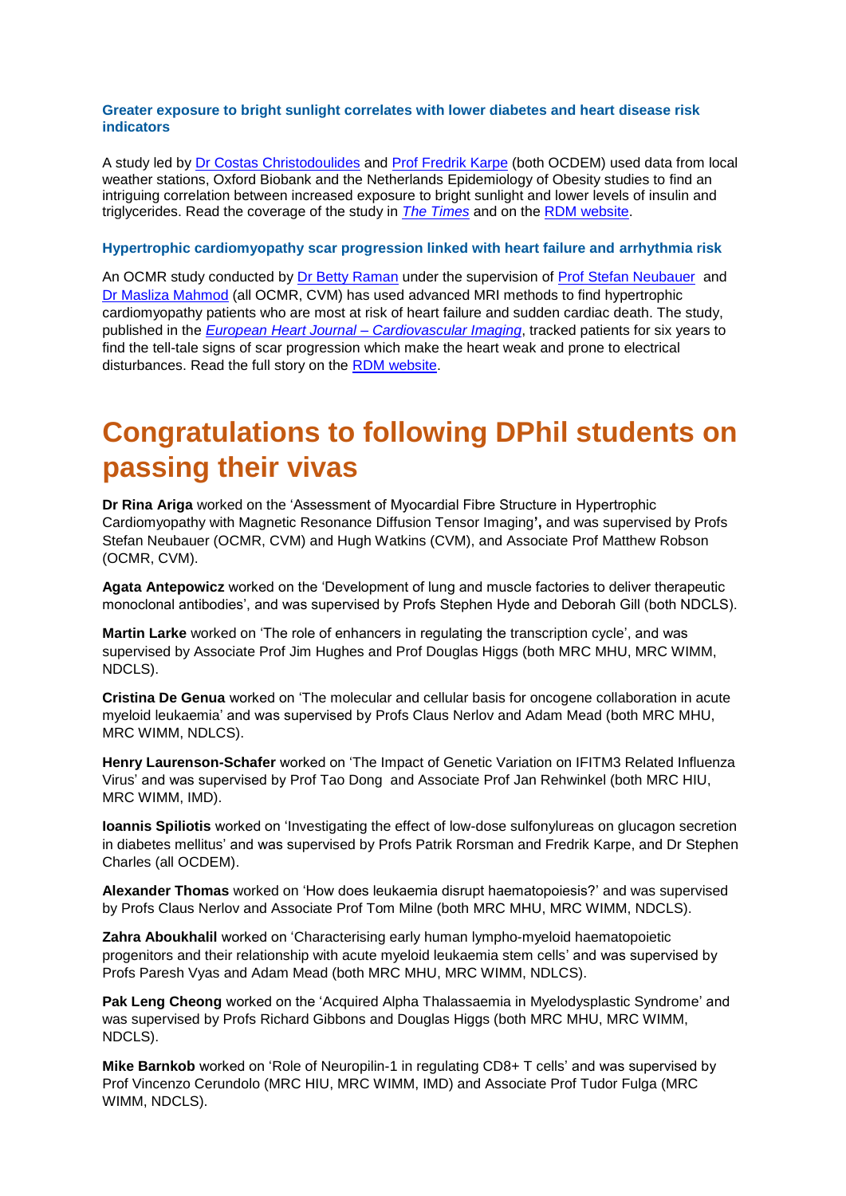### Greater exposure to bright sunlight correlates with lower diabetes and heart disease risk indicators

A study led by [Dr Costas Christodoulides](#) and [Prof Fredrik Karpe](#) (both OCDEM) used data from local weather stations, Oxford Biobank and the Netherlands Epidemiology of Obesity studies to find an intriguing correlation between increased exposure to bright sunlight and lower levels of insulin and triglycerides. Read the coverage of the study in [*The Times*](#) and on the [RDM website](#).

### Hypertrophic cardiomyopathy scar progression linked with heart failure and arrhythmia risk

An OCMR study conducted by [Dr Betty Raman](#) under the supervision of [Prof Stefan Neubauer](#) and [Dr Masliza Mahmod](#) (all OCMR, CVM) has used advanced MRI methods to find hypertrophic cardiomyopathy patients who are most at risk of heart failure and sudden cardiac death. The study, published in the [*European Heart Journal – Cardiovascular Imaging*](#), tracked patients for six years to find the tell-tale signs of scar progression which make the heart weak and prone to electrical disturbances. Read the full story on the [RDM website](#).

# Congratulations to following DPhil students on passing their vivas

**Dr Rina Ariga** worked on the 'Assessment of Myocardial Fibre Structure in Hypertrophic Cardiomyopathy with Magnetic Resonance Diffusion Tensor Imaging**'**, and was supervised by Profs Stefan Neubauer (OCMR, CVM) and Hugh Watkins (CVM), and Associate Prof Matthew Robson (OCMR, CVM).

**Agata Antepowicz** worked on the 'Development of lung and muscle factories to deliver therapeutic monoclonal antibodies', and was supervised by Profs Stephen Hyde and Deborah Gill (both NDCLS).

**Martin Larke** worked on 'The role of enhancers in regulating the transcription cycle', and was supervised by Associate Prof Jim Hughes and Prof Douglas Higgs (both MRC MHU, MRC WIMM, NDCLS).

**Cristina De Genua** worked on 'The molecular and cellular basis for oncogene collaboration in acute myeloid leukaemia' and was supervised by Profs Claus Nerlov and Adam Mead (both MRC MHU, MRC WIMM, NDLCS).

**Henry Laurenson-Schafer** worked on 'The Impact of Genetic Variation on IFITM3 Related Influenza Virus' and was supervised by Prof Tao Dong and Associate Prof Jan Rehwinkel (both MRC HIU, MRC WIMM, IMD).

**Ioannis Spiliotis** worked on 'Investigating the effect of low-dose sulfonylureas on glucagon secretion in diabetes mellitus' and was supervised by Profs Patrik Rorsman and Fredrik Karpe, and Dr Stephen Charles (all OCDEM).

**Alexander Thomas** worked on 'How does leukaemia disrupt haematopoiesis?' and was supervised by Profs Claus Nerlov and Associate Prof Tom Milne (both MRC MHU, MRC WIMM, NDCLS).

**Zahra Aboukhalil** worked on 'Characterising early human lympho-myeloid haematopoietic progenitors and their relationship with acute myeloid leukaemia stem cells' and was supervised by Profs Paresh Vyas and Adam Mead (both MRC MHU, MRC WIMM, NDLCS).

**Pak Leng Cheong** worked on the 'Acquired Alpha Thalassaemia in Myelodysplastic Syndrome' and was supervised by Profs Richard Gibbons and Douglas Higgs (both MRC MHU, MRC WIMM, NDCLS).

**Mike Barnkob** worked on 'Role of Neuropilin-1 in regulating CD8+ T cells' and was supervised by Prof Vincenzo Cerundolo (MRC HIU, MRC WIMM, IMD) and Associate Prof Tudor Fulga (MRC WIMM, NDCLS).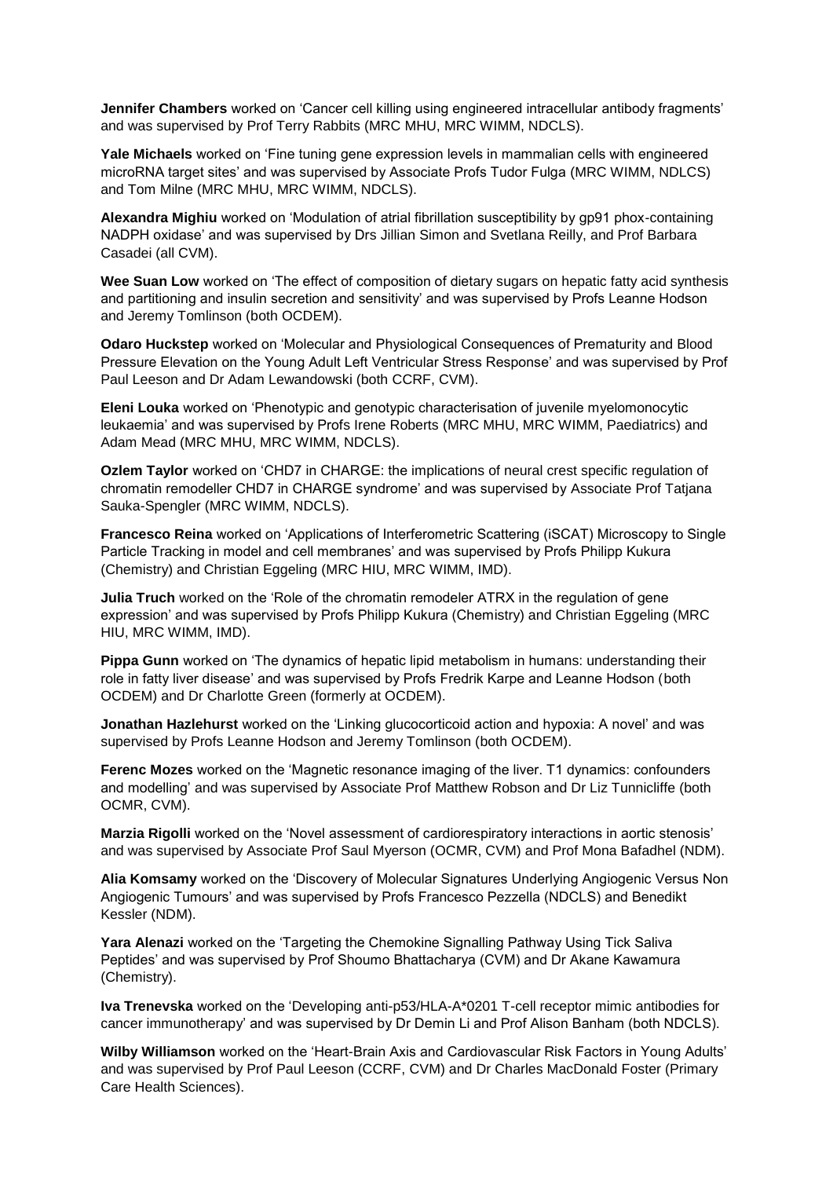**Jennifer Chambers** worked on 'Cancer cell killing using engineered intracellular antibody fragments' and was supervised by Prof Terry Rabbits (MRC MHU, MRC WIMM, NDCLS).

**Yale Michaels** worked on 'Fine tuning gene expression levels in mammalian cells with engineered microRNA target sites' and was supervised by Associate Profs Tudor Fulga (MRC WIMM, NDLCS) and Tom Milne (MRC MHU, MRC WIMM, NDCLS).

**Alexandra Mighiu** worked on 'Modulation of atrial fibrillation susceptibility by gp91 phox-containing NADPH oxidase' and was supervised by Drs Jillian Simon and Svetlana Reilly, and Prof Barbara Casadei (all CVM).

**Wee Suan Low** worked on 'The effect of composition of dietary sugars on hepatic fatty acid synthesis and partitioning and insulin secretion and sensitivity' and was supervised by Profs Leanne Hodson and Jeremy Tomlinson (both OCDEM).

**Odaro Huckstep** worked on 'Molecular and Physiological Consequences of Prematurity and Blood Pressure Elevation on the Young Adult Left Ventricular Stress Response' and was supervised by Prof Paul Leeson and Dr Adam Lewandowski (both CCRF, CVM).

**Eleni Louka** worked on 'Phenotypic and genotypic characterisation of juvenile myelomonocytic leukaemia' and was supervised by Profs Irene Roberts (MRC MHU, MRC WIMM, Paediatrics) and Adam Mead (MRC MHU, MRC WIMM, NDCLS).

**Ozlem Taylor** worked on 'CHD7 in CHARGE: the implications of neural crest specific regulation of chromatin remodeller CHD7 in CHARGE syndrome' and was supervised by Associate Prof Tatjana Sauka-Spengler (MRC WIMM, NDCLS).

**Francesco Reina** worked on 'Applications of Interferometric Scattering (iSCAT) Microscopy to Single Particle Tracking in model and cell membranes' and was supervised by Profs Philipp Kukura (Chemistry) and Christian Eggeling (MRC HIU, MRC WIMM, IMD).

**Julia Truch** worked on the 'Role of the chromatin remodeler ATRX in the regulation of gene expression' and was supervised by Profs Philipp Kukura (Chemistry) and Christian Eggeling (MRC HIU, MRC WIMM, IMD).

**Pippa Gunn** worked on 'The dynamics of hepatic lipid metabolism in humans: understanding their role in fatty liver disease' and was supervised by Profs Fredrik Karpe and Leanne Hodson (both OCDEM) and Dr Charlotte Green (formerly at OCDEM).

**Jonathan Hazlehurst** worked on the 'Linking glucocorticoid action and hypoxia: A novel' and was supervised by Profs Leanne Hodson and Jeremy Tomlinson (both OCDEM).

**Ferenc Mozes** worked on the 'Magnetic resonance imaging of the liver. T1 dynamics: confounders and modelling' and was supervised by Associate Prof Matthew Robson and Dr Liz Tunnicliffe (both OCMR, CVM).

**Marzia Rigolli** worked on the 'Novel assessment of cardiorespiratory interactions in aortic stenosis' and was supervised by Associate Prof Saul Myerson (OCMR, CVM) and Prof Mona Bafadhel (NDM).

**Alia Komsamy** worked on the 'Discovery of Molecular Signatures Underlying Angiogenic Versus Non Angiogenic Tumours' and was supervised by Profs Francesco Pezzella (NDCLS) and Benedikt Kessler (NDM).

**Yara Alenazi** worked on the 'Targeting the Chemokine Signalling Pathway Using Tick Saliva Peptides' and was supervised by Prof Shoumo Bhattacharya (CVM) and Dr Akane Kawamura (Chemistry).

**Iva Trenevska** worked on the 'Developing anti-p53/HLA-A*0201 T-cell receptor mimic antibodies for cancer immunotherapy' and was supervised by Dr Demin Li and Prof Alison Banham (both NDCLS).

**Wilby Williamson** worked on the 'Heart-Brain Axis and Cardiovascular Risk Factors in Young Adults' and was supervised by Prof Paul Leeson (CCRF, CVM) and Dr Charles MacDonald Foster (Primary Care Health Sciences).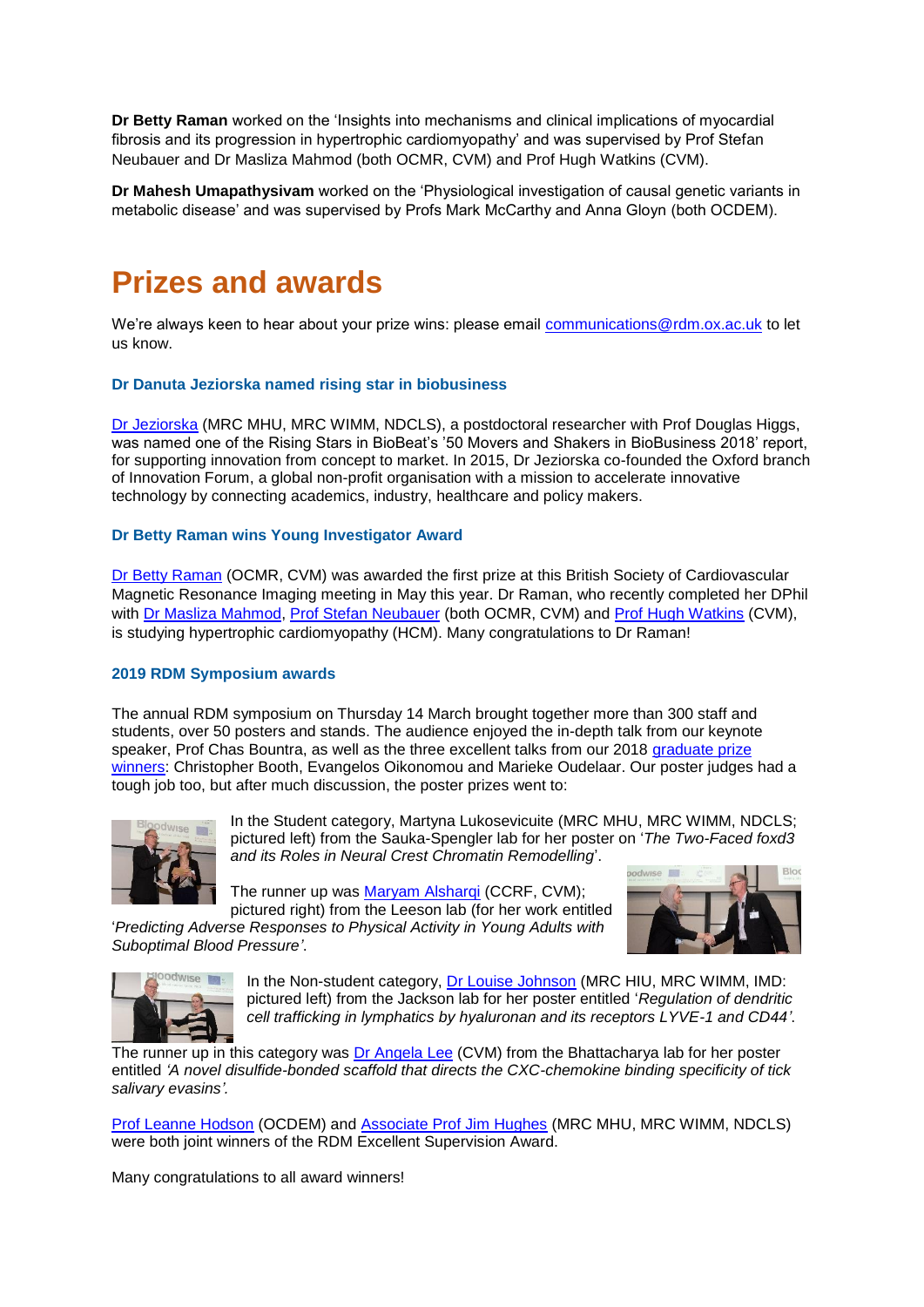**Dr Betty Raman** worked on the 'Insights into mechanisms and clinical implications of myocardial fibrosis and its progression in hypertrophic cardiomyopathy' and was supervised by Prof Stefan Neubauer and Dr Masliza Mahmod (both OCMR, CVM) and Prof Hugh Watkins (CVM).

**Dr Mahesh Umapathysivam** worked on the 'Physiological investigation of causal genetic variants in metabolic disease' and was supervised by Profs Mark McCarthy and Anna Gloyn (both OCDEM).

# Prizes and awards

We're always keen to hear about your prize wins: please email communications@rdm.ox.ac.uk to let us know.

### Dr Danuta Jeziorska named rising star in biobusiness

Dr Jeziorska (MRC MHU, MRC WIMM, NDCLS), a postdoctoral researcher with Prof Douglas Higgs, was named one of the Rising Stars in BioBeat's '50 Movers and Shakers in BioBusiness 2018' report, for supporting innovation from concept to market. In 2015, Dr Jeziorska co-founded the Oxford branch of Innovation Forum, a global non-profit organisation with a mission to accelerate innovative technology by connecting academics, industry, healthcare and policy makers.

### Dr Betty Raman wins Young Investigator Award

Dr Betty Raman (OCMR, CVM) was awarded the first prize at this British Society of Cardiovascular Magnetic Resonance Imaging meeting in May this year. Dr Raman, who recently completed her DPhil with Dr Masliza Mahmod, Prof Stefan Neubauer (both OCMR, CVM) and Prof Hugh Watkins (CVM), is studying hypertrophic cardiomyopathy (HCM). Many congratulations to Dr Raman!

### 2019 RDM Symposium awards

The annual RDM symposium on Thursday 14 March brought together more than 300 staff and students, over 50 posters and stands. The audience enjoyed the in-depth talk from our keynote speaker, Prof Chas Bountra, as well as the three excellent talks from our 2018 graduate prize winners: Christopher Booth, Evangelos Oikonomou and Marieke Oudelaar. Our poster judges had a tough job too, but after much discussion, the poster prizes went to:

In the Student category, Martyna Lukosevicuite (MRC MHU, MRC WIMM, NDCLS; pictured left) from the Sauka-Spengler lab for her poster on '*The Two-Faced foxd3 and its Roles in Neural Crest Chromatin Remodelling*'.

The runner up was Maryam Alsharqi (CCRF, CVM); pictured right) from the Leeson lab (for her work entitled '*Predicting Adverse Responses to Physical Activity in Young Adults with Suboptimal Blood Pressure'*.

In the Non-student category, Dr Louise Johnson (MRC HIU, MRC WIMM, IMD: pictured left) from the Jackson lab for her poster entitled '*Regulation of dendritic cell trafficking in lymphatics by hyaluronan and its receptors LYVE-1 and CD44'*.

The runner up in this category was Dr Angela Lee (CVM) from the Bhattacharya lab for her poster entitled *'A novel disulfide-bonded scaffold that directs the CXC-chemokine binding specificity of tick salivary evasins'.*

Prof Leanne Hodson (OCDEM) and Associate Prof Jim Hughes (MRC MHU, MRC WIMM, NDCLS) were both joint winners of the RDM Excellent Supervision Award.

Many congratulations to all award winners!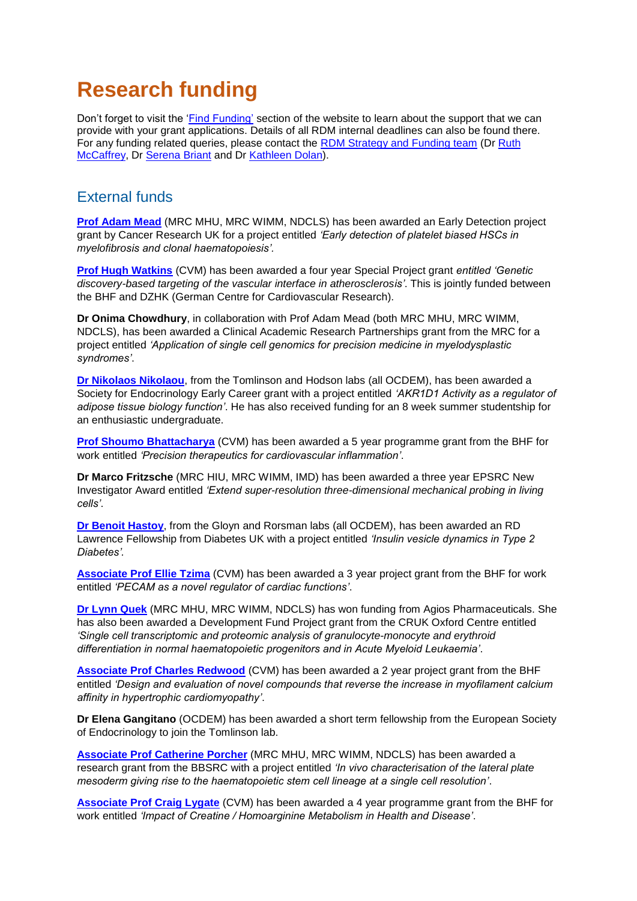# Research funding

Don't forget to visit the 'Find Funding' section of the website to learn about the support that we can provide with your grant applications. Details of all RDM internal deadlines can also be found there. For any funding related queries, please contact the RDM Strategy and Funding team (Dr Ruth McCaffrey, Dr Serena Briant and Dr Kathleen Dolan).

## External funds

**Prof Adam Mead** (MRC MHU, MRC WIMM, NDCLS) has been awarded an Early Detection project grant by Cancer Research UK for a project entitled *'Early detection of platelet biased HSCs in myelofibrosis and clonal haematopoiesis'*.

**Prof Hugh Watkins** (CVM) has been awarded a four year Special Project grant *entitled 'Genetic discovery-based targeting of the vascular interface in atherosclerosis'*. This is jointly funded between the BHF and DZHK (German Centre for Cardiovascular Research).

**Dr Onima Chowdhury**, in collaboration with Prof Adam Mead (both MRC MHU, MRC WIMM, NDCLS), has been awarded a Clinical Academic Research Partnerships grant from the MRC for a project entitled *'Application of single cell genomics for precision medicine in myelodysplastic syndromes'*.

**Dr Nikolaos Nikolaou**, from the Tomlinson and Hodson labs (all OCDEM), has been awarded a Society for Endocrinology Early Career grant with a project entitled *'AKR1D1 Activity as a regulator of adipose tissue biology function'*. He has also received funding for an 8 week summer studentship for an enthusiastic undergraduate.

**Prof Shoumo Bhattacharya** (CVM) has been awarded a 5 year programme grant from the BHF for work entitled *'Precision therapeutics for cardiovascular inflammation'*.

**Dr Marco Fritzsche** (MRC HIU, MRC WIMM, IMD) has been awarded a three year EPSRC New Investigator Award entitled *'Extend super-resolution three-dimensional mechanical probing in living cells'*.

**Dr Benoit Hastoy**, from the Gloyn and Rorsman labs (all OCDEM), has been awarded an RD Lawrence Fellowship from Diabetes UK with a project entitled *'Insulin vesicle dynamics in Type 2 Diabetes'*.

**Associate Prof Ellie Tzima** (CVM) has been awarded a 3 year project grant from the BHF for work entitled *'PECAM as a novel regulator of cardiac functions'*.

**Dr Lynn Quek** (MRC MHU, MRC WIMM, NDCLS) has won funding from Agios Pharmaceuticals. She has also been awarded a Development Fund Project grant from the CRUK Oxford Centre entitled *'Single cell transcriptomic and proteomic analysis of granulocyte-monocyte and erythroid differentiation in normal haematopoietic progenitors and in Acute Myeloid Leukaemia'*.

**Associate Prof Charles Redwood** (CVM) has been awarded a 2 year project grant from the BHF entitled *'Design and evaluation of novel compounds that reverse the increase in myofilament calcium affinity in hypertrophic cardiomyopathy'*.

**Dr Elena Gangitano** (OCDEM) has been awarded a short term fellowship from the European Society of Endocrinology to join the Tomlinson lab.

**Associate Prof Catherine Porcher** (MRC MHU, MRC WIMM, NDCLS) has been awarded a research grant from the BBSRC with a project entitled *'In vivo characterisation of the lateral plate mesoderm giving rise to the haematopoietic stem cell lineage at a single cell resolution'*.

**Associate Prof Craig Lygate** (CVM) has been awarded a 4 year programme grant from the BHF for work entitled *'Impact of Creatine / Homoarginine Metabolism in Health and Disease'*.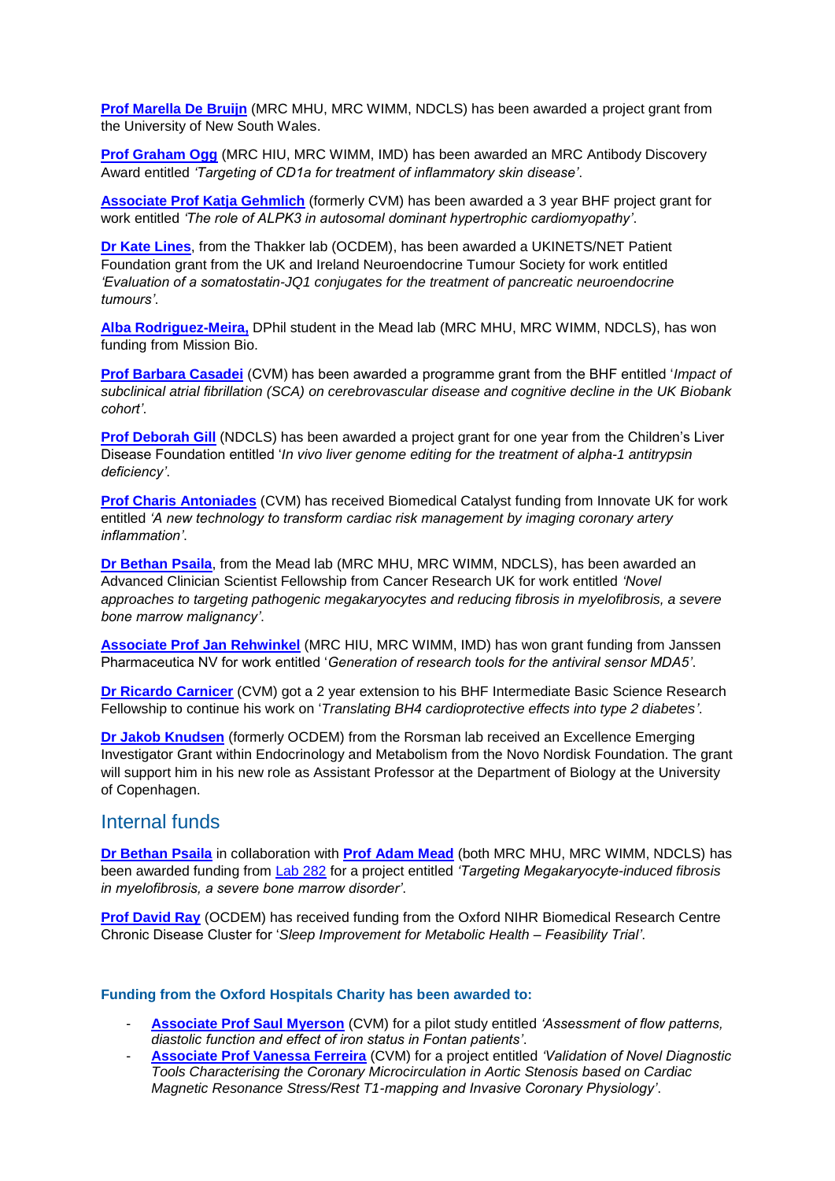**Prof Marella De Bruijn** (MRC MHU, MRC WIMM, NDCLS) has been awarded a project grant from the University of New South Wales.

**Prof Graham Ogg** (MRC HIU, MRC WIMM, IMD) has been awarded an MRC Antibody Discovery Award entitled *'Targeting of CD1a for treatment of inflammatory skin disease'*.

**Associate Prof Katja Gehmlich** (formerly CVM) has been awarded a 3 year BHF project grant for work entitled *'The role of ALPK3 in autosomal dominant hypertrophic cardiomyopathy'*.

**Dr Kate Lines**, from the Thakker lab (OCDEM), has been awarded a UKINETS/NET Patient Foundation grant from the UK and Ireland Neuroendocrine Tumour Society for work entitled *'Evaluation of a somatostatin-JQ1 conjugates for the treatment of pancreatic neuroendocrine tumours'*.

**Alba Rodriguez-Meira,** DPhil student in the Mead lab (MRC MHU, MRC WIMM, NDCLS), has won funding from Mission Bio.

**Prof Barbara Casadei** (CVM) has been awarded a programme grant from the BHF entitled '*Impact of subclinical atrial fibrillation (SCA) on cerebrovascular disease and cognitive decline in the UK Biobank cohort'*.

**Prof Deborah Gill** (NDCLS) has been awarded a project grant for one year from the Children's Liver Disease Foundation entitled '*In vivo liver genome editing for the treatment of alpha-1 antitrypsin deficiency'*.

**Prof Charis Antoniades** (CVM) has received Biomedical Catalyst funding from Innovate UK for work entitled *'A new technology to transform cardiac risk management by imaging coronary artery inflammation'*.

**Dr Bethan Psaila**, from the Mead lab (MRC MHU, MRC WIMM, NDCLS), has been awarded an Advanced Clinician Scientist Fellowship from Cancer Research UK for work entitled *'Novel approaches to targeting pathogenic megakaryocytes and reducing fibrosis in myelofibrosis, a severe bone marrow malignancy'*.

**Associate Prof Jan Rehwinkel** (MRC HIU, MRC WIMM, IMD) has won grant funding from Janssen Pharmaceutica NV for work entitled '*Generation of research tools for the antiviral sensor MDA5'*.

**Dr Ricardo Carnicer** (CVM) got a 2 year extension to his BHF Intermediate Basic Science Research Fellowship to continue his work on '*Translating BH4 cardioprotective effects into type 2 diabetes'*.

**Dr Jakob Knudsen** (formerly OCDEM) from the Rorsman lab received an Excellence Emerging Investigator Grant within Endocrinology and Metabolism from the Novo Nordisk Foundation. The grant will support him in his new role as Assistant Professor at the Department of Biology at the University of Copenhagen.

## Internal funds

**Dr Bethan Psaila** in collaboration with **Prof Adam Mead** (both MRC MHU, MRC WIMM, NDCLS) has been awarded funding from Lab 282 for a project entitled *'Targeting Megakaryocyte-induced fibrosis in myelofibrosis, a severe bone marrow disorder'*.

**Prof David Ray** (OCDEM) has received funding from the Oxford NIHR Biomedical Research Centre Chronic Disease Cluster for '*Sleep Improvement for Metabolic Health – Feasibility Trial'*.

**Funding from the Oxford Hospitals Charity has been awarded to:**

- **Associate Prof Saul Myerson** (CVM) for a pilot study entitled *'Assessment of flow patterns, diastolic function and effect of iron status in Fontan patients'*.
- **Associate Prof Vanessa Ferreira** (CVM) for a project entitled *'Validation of Novel Diagnostic Tools Characterising the Coronary Microcirculation in Aortic Stenosis based on Cardiac Magnetic Resonance Stress/Rest T1-mapping and Invasive Coronary Physiology'*.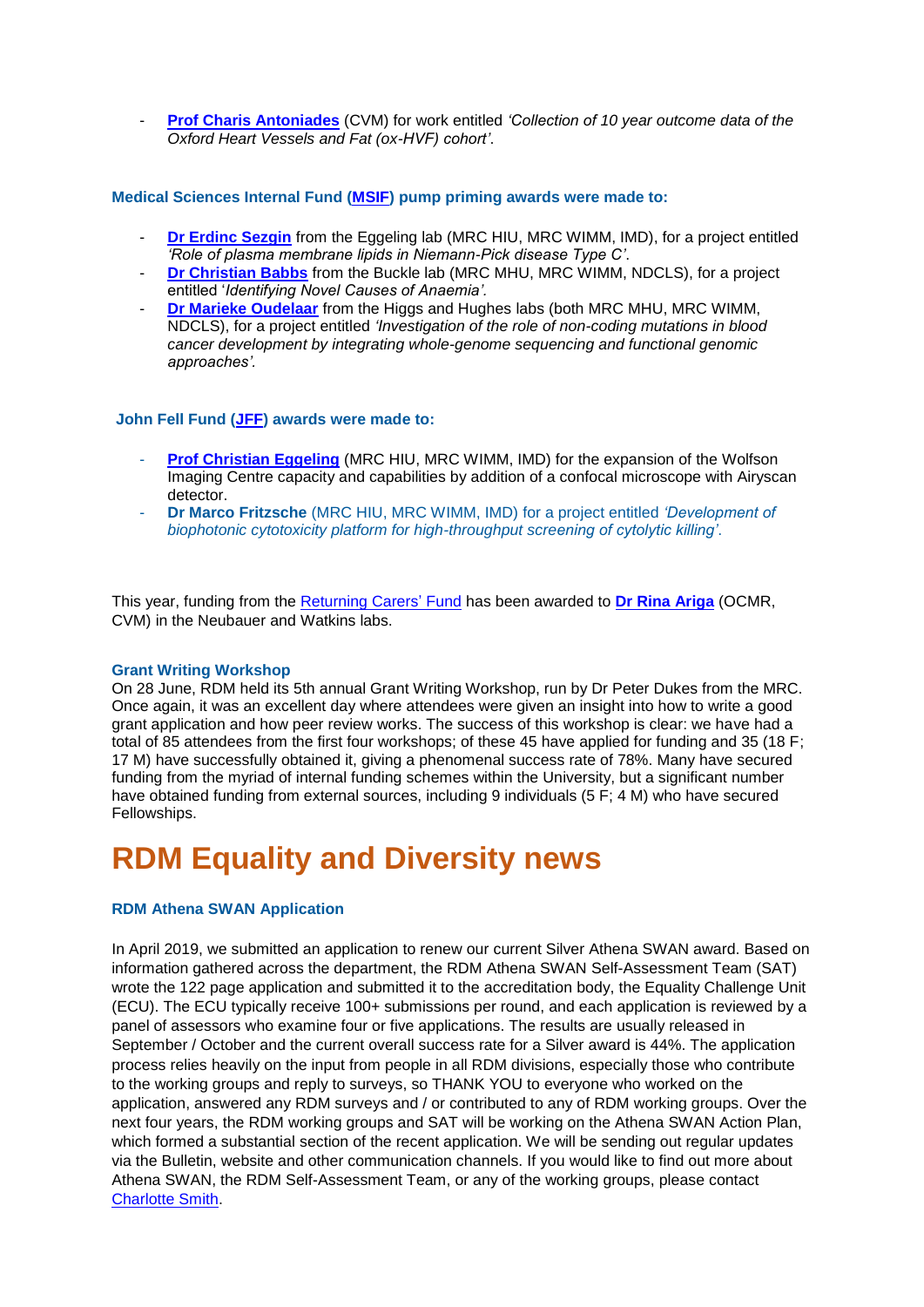- **Prof Charis Antoniades** (CVM) for work entitled *'Collection of 10 year outcome data of the Oxford Heart Vessels and Fat (ox-HVF) cohort'*.

**Medical Sciences Internal Fund (MSIF) pump priming awards were made to:**

- **Dr Erdinc Sezgin** from the Eggeling lab (MRC HIU, MRC WIMM, IMD), for a project entitled *'Role of plasma membrane lipids in Niemann-Pick disease Type C'*.
- **Dr Christian Babbs** from the Buckle lab (MRC MHU, MRC WIMM, NDCLS), for a project entitled '*Identifying Novel Causes of Anaemia'*.
- **Dr Marieke Oudelaar** from the Higgs and Hughes labs (both MRC MHU, MRC WIMM, NDCLS), for a project entitled *'Investigation of the role of non-coding mutations in blood cancer development by integrating whole-genome sequencing and functional genomic approaches'*.

**John Fell Fund (JFF) awards were made to:**

- **Prof Christian Eggeling** (MRC HIU, MRC WIMM, IMD) for the expansion of the Wolfson Imaging Centre capacity and capabilities by addition of a confocal microscope with Airyscan detector.
- **Dr Marco Fritzsche** (MRC HIU, MRC WIMM, IMD) for a project entitled *'Development of biophotonic cytotoxicity platform for high-throughput screening of cytolytic killing'*.

This year, funding from the Returning Carers' Fund has been awarded to **Dr Rina Ariga** (OCMR, CVM) in the Neubauer and Watkins labs.

**Grant Writing Workshop**

On 28 June, RDM held its 5th annual Grant Writing Workshop, run by Dr Peter Dukes from the MRC. Once again, it was an excellent day where attendees were given an insight into how to write a good grant application and how peer review works. The success of this workshop is clear: we have had a total of 85 attendees from the first four workshops; of these 45 have applied for funding and 35 (18 F; 17 M) have successfully obtained it, giving a phenomenal success rate of 78%. Many have secured funding from the myriad of internal funding schemes within the University, but a significant number have obtained funding from external sources, including 9 individuals (5 F; 4 M) who have secured Fellowships.

# RDM Equality and Diversity news

**RDM Athena SWAN Application**

In April 2019, we submitted an application to renew our current Silver Athena SWAN award. Based on information gathered across the department, the RDM Athena SWAN Self-Assessment Team (SAT) wrote the 122 page application and submitted it to the accreditation body, the Equality Challenge Unit (ECU). The ECU typically receive 100+ submissions per round, and each application is reviewed by a panel of assessors who examine four or five applications. The results are usually released in September / October and the current overall success rate for a Silver award is 44%. The application process relies heavily on the input from people in all RDM divisions, especially those who contribute to the working groups and reply to surveys, so THANK YOU to everyone who worked on the application, answered any RDM surveys and / or contributed to any of RDM working groups. Over the next four years, the RDM working groups and SAT will be working on the Athena SWAN Action Plan, which formed a substantial section of the recent application. We will be sending out regular updates via the Bulletin, website and other communication channels. If you would like to find out more about Athena SWAN, the RDM Self-Assessment Team, or any of the working groups, please contact Charlotte Smith.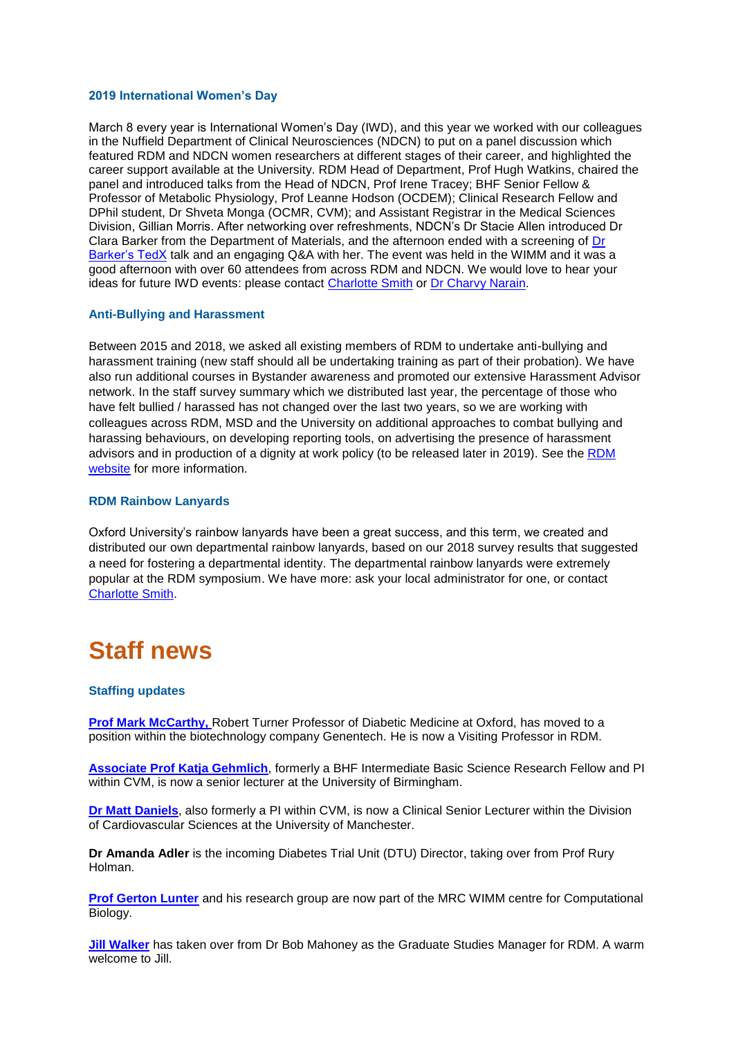### 2019 International Women's Day

March 8 every year is International Women's Day (IWD), and this year we worked with our colleagues in the Nuffield Department of Clinical Neurosciences (NDCN) to put on a panel discussion which featured RDM and NDCN women researchers at different stages of their career, and highlighted the career support available at the University. RDM Head of Department, Prof Hugh Watkins, chaired the panel and introduced talks from the Head of NDCN, Prof Irene Tracey; BHF Senior Fellow & Professor of Metabolic Physiology, Prof Leanne Hodson (OCDEM); Clinical Research Fellow and DPhil student, Dr Shveta Monga (OCMR, CVM); and Assistant Registrar in the Medical Sciences Division, Gillian Morris. After networking over refreshments, NDCN's Dr Stacie Allen introduced Dr Clara Barker from the Department of Materials, and the afternoon ended with a screening of Dr Barker's TedX talk and an engaging Q&A with her. The event was held in the WIMM and it was a good afternoon with over 60 attendees from across RDM and NDCN. We would love to hear your ideas for future IWD events: please contact Charlotte Smith or Dr Charvy Narain.

### Anti-Bullying and Harassment

Between 2015 and 2018, we asked all existing members of RDM to undertake anti-bullying and harassment training (new staff should all be undertaking training as part of their probation). We have also run additional courses in Bystander awareness and promoted our extensive Harassment Advisor network. In the staff survey summary which we distributed last year, the percentage of those who have felt bullied / harassed has not changed over the last two years, so we are working with colleagues across RDM, MSD and the University on additional approaches to combat bullying and harassing behaviours, on developing reporting tools, on advertising the presence of harassment advisors and in production of a dignity at work policy (to be released later in 2019). See the RDM website for more information.

### RDM Rainbow Lanyards

Oxford University's rainbow lanyards have been a great success, and this term, we created and distributed our own departmental rainbow lanyards, based on our 2018 survey results that suggested a need for fostering a departmental identity. The departmental rainbow lanyards were extremely popular at the RDM symposium. We have more: ask your local administrator for one, or contact Charlotte Smith.

# Staff news

### Staffing updates

**Prof Mark McCarthy,** Robert Turner Professor of Diabetic Medicine at Oxford, has moved to a position within the biotechnology company Genentech. He is now a Visiting Professor in RDM.

**Associate Prof Katja Gehmlich**, formerly a BHF Intermediate Basic Science Research Fellow and PI within CVM, is now a senior lecturer at the University of Birmingham.

**Dr Matt Daniels**, also formerly a PI within CVM, is now a Clinical Senior Lecturer within the Division of Cardiovascular Sciences at the University of Manchester.

**Dr Amanda Adler** is the incoming Diabetes Trial Unit (DTU) Director, taking over from Prof Rury Holman.

**Prof Gerton Lunter** and his research group are now part of the MRC WIMM centre for Computational Biology.

**Jill Walker** has taken over from Dr Bob Mahoney as the Graduate Studies Manager for RDM. A warm welcome to Jill.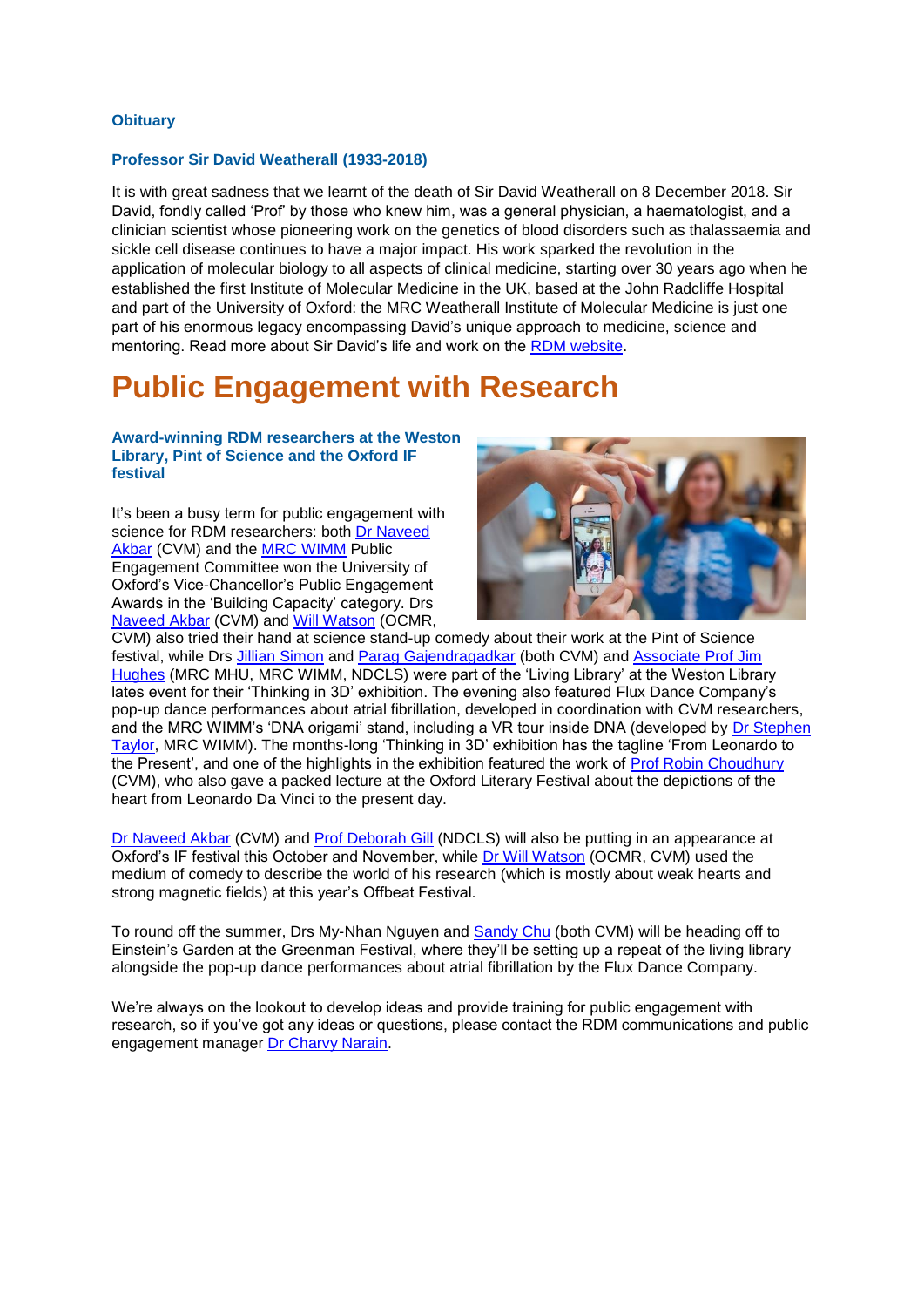**Obituary**

**Professor Sir David Weatherall (1933-2018)**

It is with great sadness that we learnt of the death of Sir David Weatherall on 8 December 2018. Sir David, fondly called 'Prof' by those who knew him, was a general physician, a haematologist, and a clinician scientist whose pioneering work on the genetics of blood disorders such as thalassaemia and sickle cell disease continues to have a major impact. His work sparked the revolution in the application of molecular biology to all aspects of clinical medicine, starting over 30 years ago when he established the first Institute of Molecular Medicine in the UK, based at the John Radcliffe Hospital and part of the University of Oxford: the MRC Weatherall Institute of Molecular Medicine is just one part of his enormous legacy encompassing David's unique approach to medicine, science and mentoring. Read more about Sir David's life and work on the RDM website.

# Public Engagement with Research

**Award-winning RDM researchers at the Weston Library, Pint of Science and the Oxford IF festival**

It's been a busy term for public engagement with science for RDM researchers: both Dr Naveed Akbar (CVM) and the MRC WIMM Public Engagement Committee won the University of Oxford's Vice-Chancellor's Public Engagement Awards in the 'Building Capacity' category. Drs Naveed Akbar (CVM) and Will Watson (OCMR, CVM) also tried their hand at science stand-up comedy about their work at the Pint of Science festival, while Drs Jillian Simon and Parag Gajendragadkar (both CVM) and Associate Prof Jim Hughes (MRC MHU, MRC WIMM, NDCLS) were part of the 'Living Library' at the Weston Library lates event for their 'Thinking in 3D' exhibition. The evening also featured Flux Dance Company's pop-up dance performances about atrial fibrillation, developed in coordination with CVM researchers, and the MRC WIMM's 'DNA origami' stand, including a VR tour inside DNA (developed by Dr Stephen Taylor, MRC WIMM). The months-long 'Thinking in 3D' exhibition has the tagline 'From Leonardo to the Present', and one of the highlights in the exhibition featured the work of Prof Robin Choudhury (CVM), who also gave a packed lecture at the Oxford Literary Festival about the depictions of the heart from Leonardo Da Vinci to the present day.

Dr Naveed Akbar (CVM) and Prof Deborah Gill (NDCLS) will also be putting in an appearance at Oxford's IF festival this October and November, while Dr Will Watson (OCMR, CVM) used the medium of comedy to describe the world of his research (which is mostly about weak hearts and strong magnetic fields) at this year's Offbeat Festival.

To round off the summer, Drs My-Nhan Nguyen and Sandy Chu (both CVM) will be heading off to Einstein's Garden at the Greenman Festival, where they'll be setting up a repeat of the living library alongside the pop-up dance performances about atrial fibrillation by the Flux Dance Company.

We're always on the lookout to develop ideas and provide training for public engagement with research, so if you've got any ideas or questions, please contact the RDM communications and public engagement manager Dr Charvy Narain.